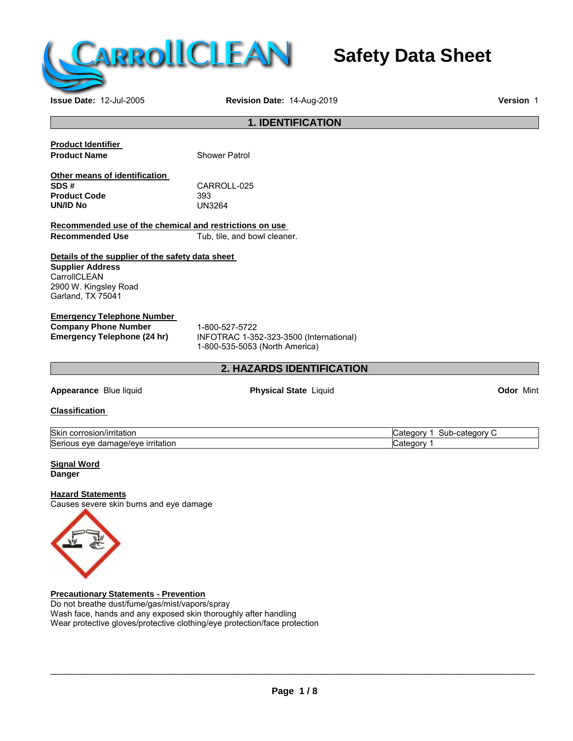# Safety Data Sheet

**Issue Date:** 12-Jul-2005 **Revision Date:** 14-Aug-2019 **Version** 1

## 1. IDENTIFICATION

**Product Identifier**

**Product Name** Shower Patrol

**Other means of identification**

**SDS #** CARROLL-025
**Product Code** 393
**UN/ID No** UN3264

**Recommended use of the chemical and restrictions on use**

**Recommended Use** Tub, tile, and bowl cleaner.

**Details of the supplier of the safety data sheet**

**Supplier Address**
CarrollCLEAN
2900 W. Kingsley Road
Garland, TX 75041

**Emergency Telephone Number**

**Company Phone Number** 1-800-527-5722
**Emergency Telephone (24 hr)** INFOTRAC 1-352-323-3500 (International)
1-800-535-5053 (North America)

## 2. HAZARDS IDENTIFICATION

**Appearance** Blue liquid **Physical State** Liquid **Odor** Mint

**Classification**

| | |
|---|---|
| Skin corrosion/irritation | Category 1 Sub-category C |
| Serious eye damage/eye irritation | Category 1 |

**Signal Word**
**Danger**

**Hazard Statements**
Causes severe skin burns and eye damage

**Precautionary Statements - Prevention**
Do not breathe dust/fume/gas/mist/vapors/spray
Wash face, hands and any exposed skin thoroughly after handling
Wear protective gloves/protective clothing/eye protection/face protection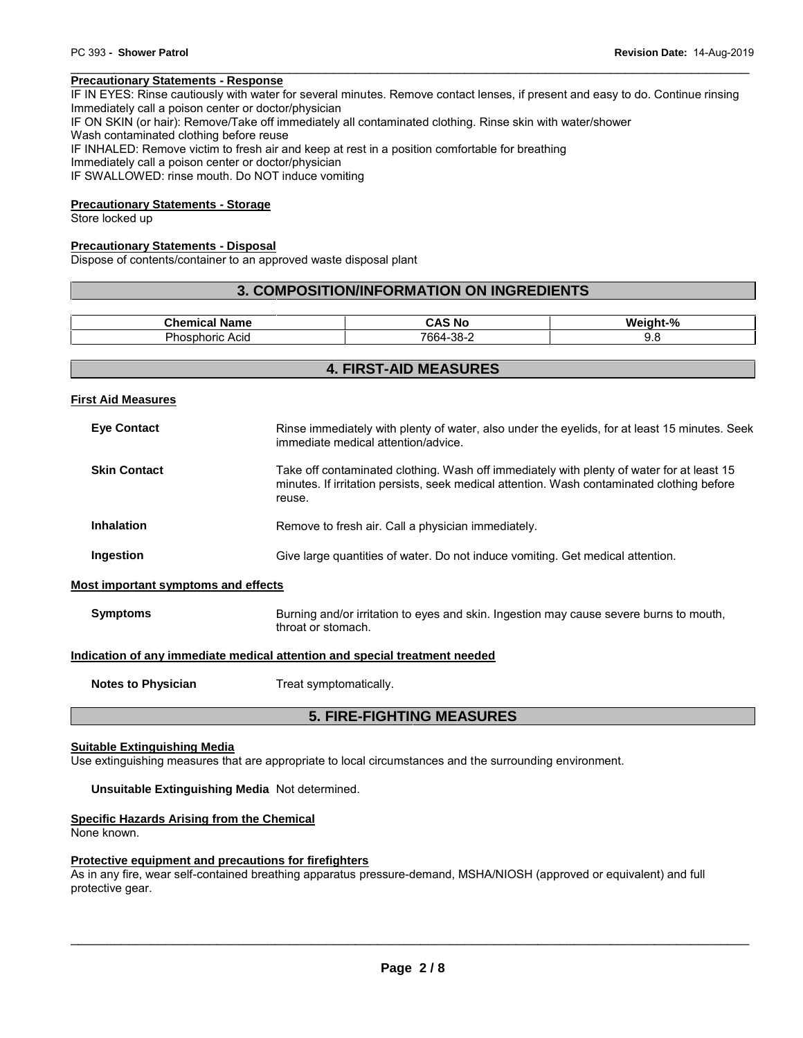**Precautionary Statements - Response**

IF IN EYES: Rinse cautiously with water for several minutes. Remove contact lenses, if present and easy to do. Continue rinsing
Immediately call a poison center or doctor/physician
IF ON SKIN (or hair): Remove/Take off immediately all contaminated clothing. Rinse skin with water/shower
Wash contaminated clothing before reuse
IF INHALED: Remove victim to fresh air and keep at rest in a position comfortable for breathing
Immediately call a poison center or doctor/physician
IF SWALLOWED: rinse mouth. Do NOT induce vomiting

**Precautionary Statements - Storage**

Store locked up

**Precautionary Statements - Disposal**

Dispose of contents/container to an approved waste disposal plant

## 3. COMPOSITION/INFORMATION ON INGREDIENTS

| Chemical Name | CAS No | Weight-% |
|---|---|---|
| Phosphoric Acid | 7664-38-2 | 9.8 |

## 4. FIRST-AID MEASURES

**First Aid Measures**

**Eye Contact** Rinse immediately with plenty of water, also under the eyelids, for at least 15 minutes. Seek immediate medical attention/advice.

**Skin Contact** Take off contaminated clothing. Wash off immediately with plenty of water for at least 15 minutes. If irritation persists, seek medical attention. Wash contaminated clothing before reuse.

**Inhalation** Remove to fresh air. Call a physician immediately.

**Ingestion** Give large quantities of water. Do not induce vomiting. Get medical attention.

**Most important symptoms and effects**

**Symptoms** Burning and/or irritation to eyes and skin. Ingestion may cause severe burns to mouth, throat or stomach.

**Indication of any immediate medical attention and special treatment needed**

**Notes to Physician** Treat symptomatically.

## 5. FIRE-FIGHTING MEASURES

**Suitable Extinguishing Media**

Use extinguishing measures that are appropriate to local circumstances and the surrounding environment.

**Unsuitable Extinguishing Media** Not determined.

**Specific Hazards Arising from the Chemical**

None known.

**Protective equipment and precautions for firefighters**

As in any fire, wear self-contained breathing apparatus pressure-demand, MSHA/NIOSH (approved or equivalent) and full protective gear.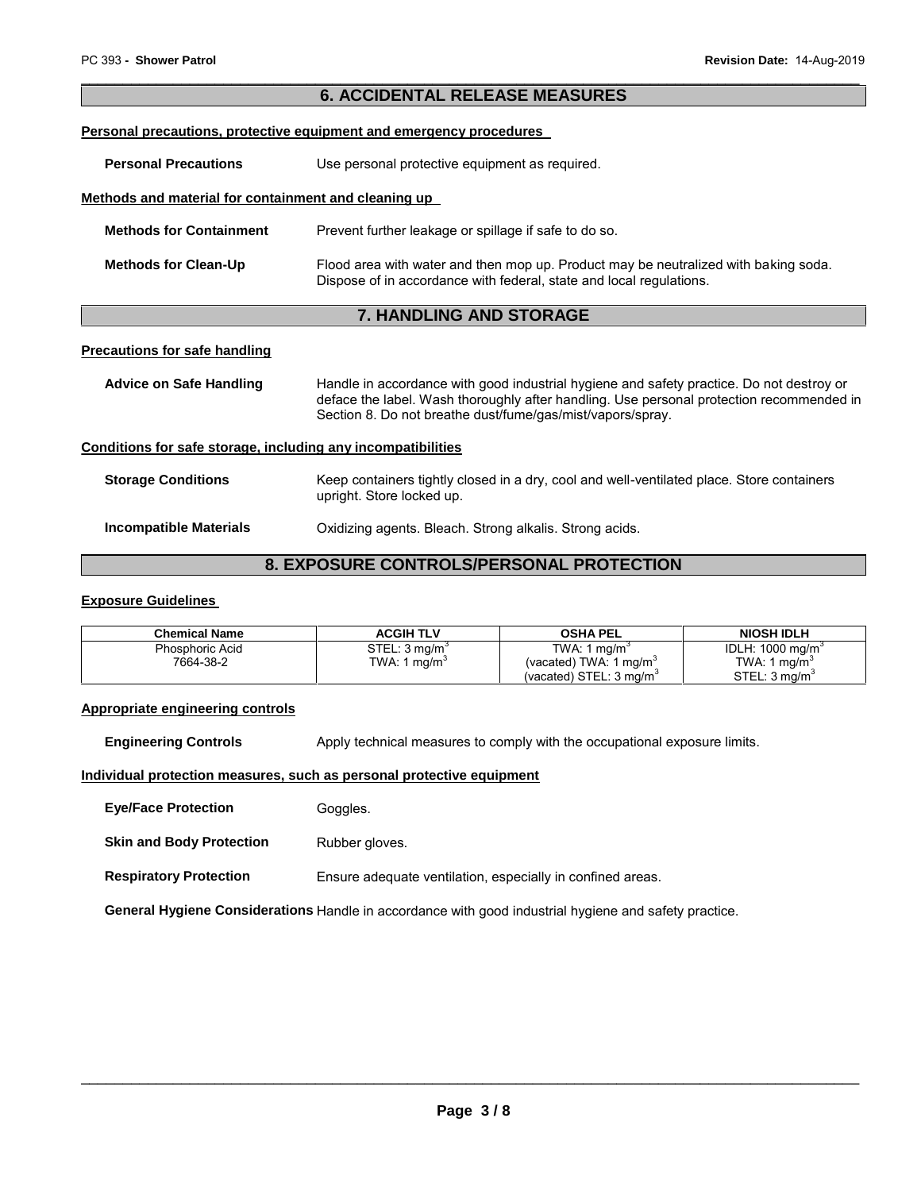## 6. ACCIDENTAL RELEASE MEASURES

**Personal precautions, protective equipment and emergency procedures**

**Personal Precautions** Use personal protective equipment as required.

**Methods and material for containment and cleaning up**

**Methods for Containment** Prevent further leakage or spillage if safe to do so.

**Methods for Clean-Up** Flood area with water and then mop up. Product may be neutralized with baking soda. Dispose of in accordance with federal, state and local regulations.

## 7. HANDLING AND STORAGE

**Precautions for safe handling**

**Advice on Safe Handling** Handle in accordance with good industrial hygiene and safety practice. Do not destroy or deface the label. Wash thoroughly after handling. Use personal protection recommended in Section 8. Do not breathe dust/fume/gas/mist/vapors/spray.

**Conditions for safe storage, including any incompatibilities**

**Storage Conditions** Keep containers tightly closed in a dry, cool and well-ventilated place. Store containers upright. Store locked up.

**Incompatible Materials** Oxidizing agents. Bleach. Strong alkalis. Strong acids.

## 8. EXPOSURE CONTROLS/PERSONAL PROTECTION

**Exposure Guidelines**

| Chemical Name | ACGIH TLV | OSHA PEL | NIOSH IDLH |
|---|---|---|---|
| Phosphoric Acid<br>7664-38-2 | STEL: 3 mg/m$^3$<br>TWA: 1 mg/m$^3$ | TWA: 1 mg/m$^3$<br>(vacated) TWA: 1 mg/m$^3$<br>(vacated) STEL: 3 mg/m$^3$ | IDLH: 1000 mg/m$^3$<br>TWA: 1 mg/m$^3$<br>STEL: 3 mg/m$^3$ |

**Appropriate engineering controls**

**Engineering Controls** Apply technical measures to comply with the occupational exposure limits.

**Individual protection measures, such as personal protective equipment**

**Eye/Face Protection** Goggles.

**Skin and Body Protection** Rubber gloves.

**Respiratory Protection** Ensure adequate ventilation, especially in confined areas.

**General Hygiene Considerations** Handle in accordance with good industrial hygiene and safety practice.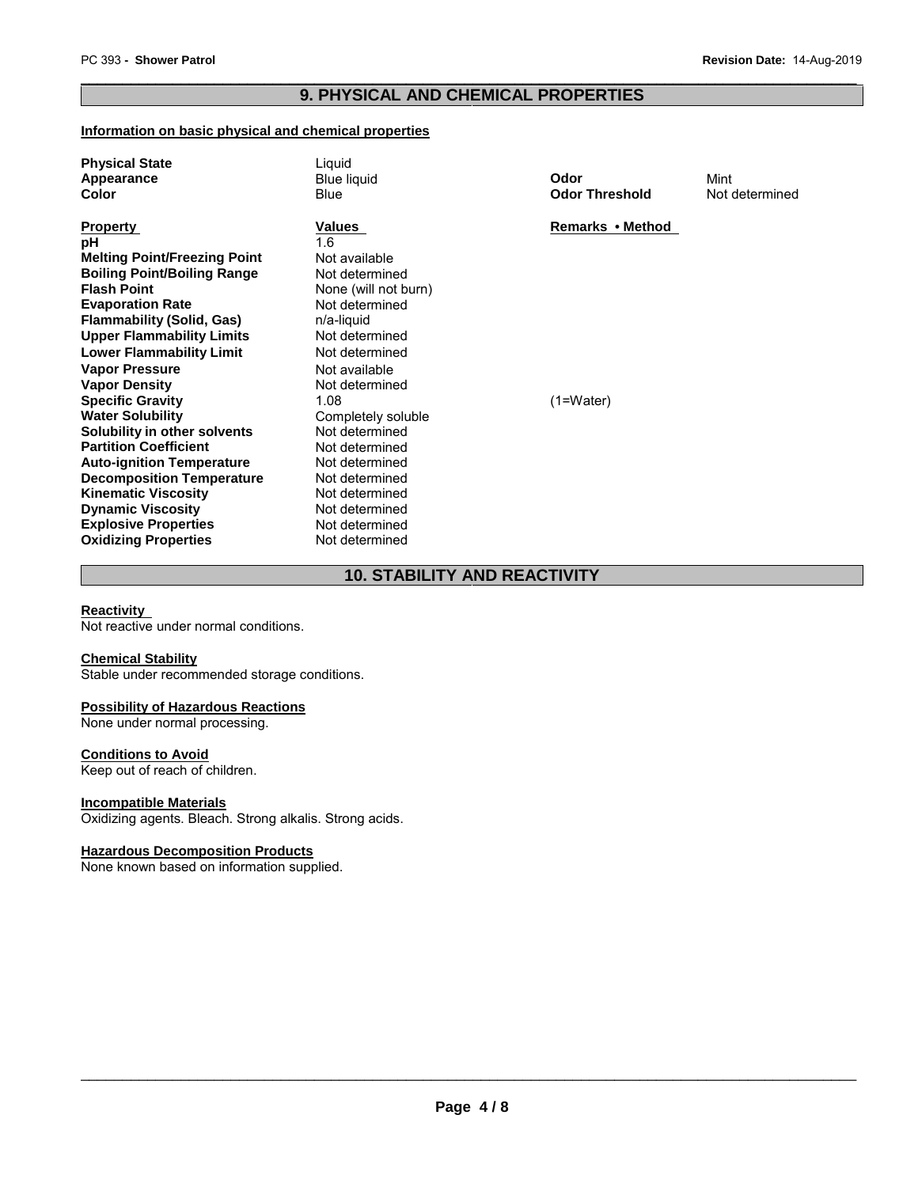## 9. PHYSICAL AND CHEMICAL PROPERTIES

**Information on basic physical and chemical properties**

| | | | |
|---|---|---|---|
| **Physical State** | Liquid | | |
| **Appearance** | Blue liquid | **Odor** | Mint |
| **Color** | Blue | **Odor Threshold** | Not determined |

| **Property** | **Values** | **Remarks • Method** |
|---|---|---|
| **pH** | 1.6 | |
| **Melting Point/Freezing Point** | Not available | |
| **Boiling Point/Boiling Range** | Not determined | |
| **Flash Point** | None (will not burn) | |
| **Evaporation Rate** | Not determined | |
| **Flammability (Solid, Gas)** | n/a-liquid | |
| **Upper Flammability Limits** | Not determined | |
| **Lower Flammability Limit** | Not determined | |
| **Vapor Pressure** | Not available | |
| **Vapor Density** | Not determined | |
| **Specific Gravity** | 1.08 | (1=Water) |
| **Water Solubility** | Completely soluble | |
| **Solubility in other solvents** | Not determined | |
| **Partition Coefficient** | Not determined | |
| **Auto-ignition Temperature** | Not determined | |
| **Decomposition Temperature** | Not determined | |
| **Kinematic Viscosity** | Not determined | |
| **Dynamic Viscosity** | Not determined | |
| **Explosive Properties** | Not determined | |
| **Oxidizing Properties** | Not determined | |

## 10. STABILITY AND REACTIVITY

**Reactivity**

Not reactive under normal conditions.

**Chemical Stability**

Stable under recommended storage conditions.

**Possibility of Hazardous Reactions**

None under normal processing.

**Conditions to Avoid**

Keep out of reach of children.

**Incompatible Materials**

Oxidizing agents. Bleach. Strong alkalis. Strong acids.

**Hazardous Decomposition Products**

None known based on information supplied.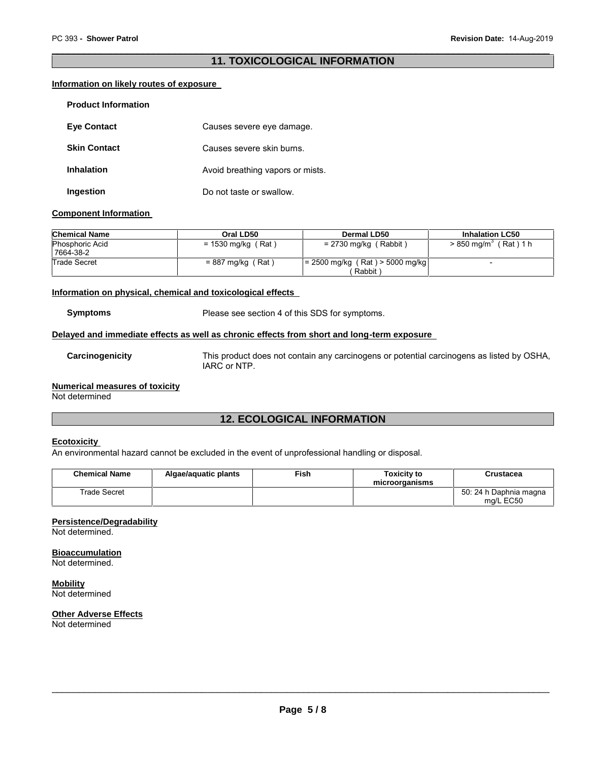## 11. TOXICOLOGICAL INFORMATION

### Information on likely routes of exposure

**Product Information**

**Eye Contact** Causes severe eye damage.

**Skin Contact** Causes severe skin burns.

**Inhalation** Avoid breathing vapors or mists.

**Ingestion** Do not taste or swallow.

### Component Information

| Chemical Name | Oral LD50 | Dermal LD50 | Inhalation LC50 |
|---|---|---|---|
| Phosphoric Acid 7664-38-2 | = 1530 mg/kg ( Rat ) | = 2730 mg/kg ( Rabbit ) | > 850 mg/m$^3$ ( Rat ) 1 h |
| Trade Secret | = 887 mg/kg ( Rat ) | = 2500 mg/kg ( Rat ) > 5000 mg/kg ( Rabbit ) | - |

### Information on physical, chemical and toxicological effects

**Symptoms** Please see section 4 of this SDS for symptoms.

### Delayed and immediate effects as well as chronic effects from short and long-term exposure

**Carcinogenicity** This product does not contain any carcinogens or potential carcinogens as listed by OSHA, IARC or NTP.

### Numerical measures of toxicity

Not determined

## 12. ECOLOGICAL INFORMATION

### Ecotoxicity

An environmental hazard cannot be excluded in the event of unprofessional handling or disposal.

| Chemical Name | Algae/aquatic plants | Fish | Toxicity to microorganisms | Crustacea |
|---|---|---|---|---|
| Trade Secret | | | | 50: 24 h Daphnia magna mg/L EC50 |

### Persistence/Degradability

Not determined.

### Bioaccumulation

Not determined.

### Mobility

Not determined

### Other Adverse Effects

Not determined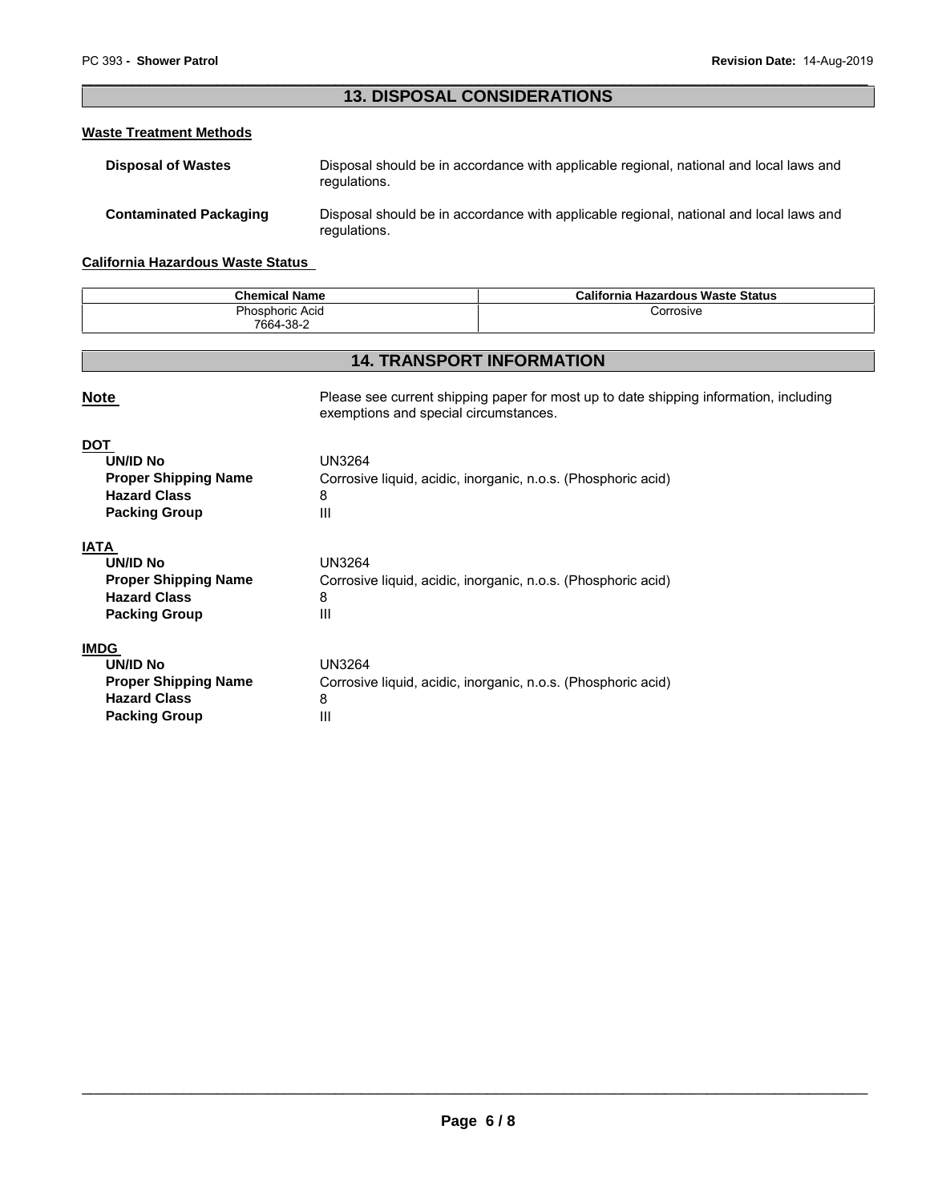## 13. DISPOSAL CONSIDERATIONS

### Waste Treatment Methods

**Disposal of Wastes** Disposal should be in accordance with applicable regional, national and local laws and regulations.

**Contaminated Packaging** Disposal should be in accordance with applicable regional, national and local laws and regulations.

### California Hazardous Waste Status

| Chemical Name | California Hazardous Waste Status |
|---|---|
| Phosphoric Acid<br>7664-38-2 | Corrosive |

## 14. TRANSPORT INFORMATION

**Note** Please see current shipping paper for most up to date shipping information, including exemptions and special circumstances.

**DOT**

**UN/ID No** UN3264
**Proper Shipping Name** Corrosive liquid, acidic, inorganic, n.o.s. (Phosphoric acid)
**Hazard Class** 8
**Packing Group** III

**IATA**

**UN/ID No** UN3264
**Proper Shipping Name** Corrosive liquid, acidic, inorganic, n.o.s. (Phosphoric acid)
**Hazard Class** 8
**Packing Group** III

**IMDG**

**UN/ID No** UN3264
**Proper Shipping Name** Corrosive liquid, acidic, inorganic, n.o.s. (Phosphoric acid)
**Hazard Class** 8
**Packing Group** III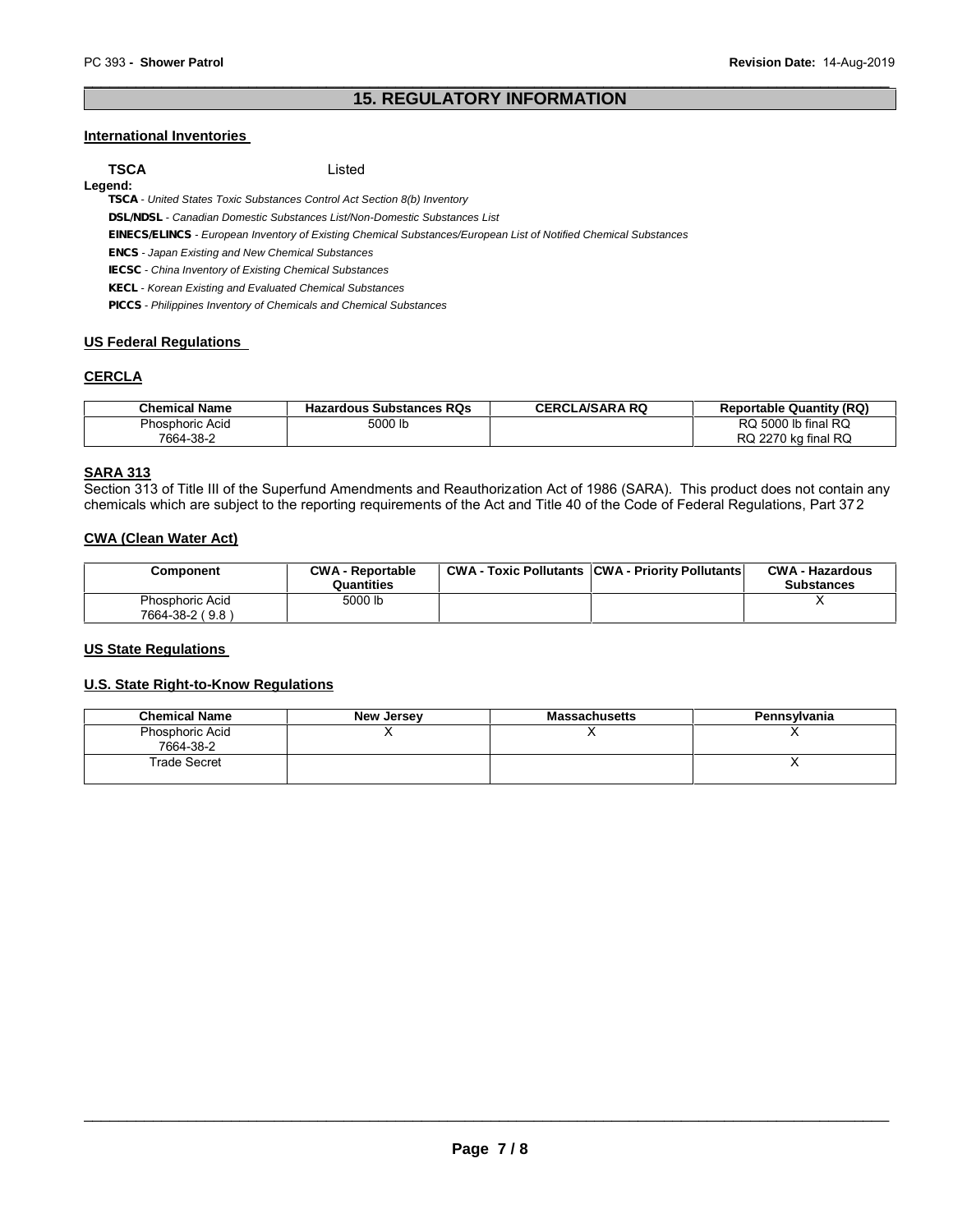## 15. REGULATORY INFORMATION

### International Inventories

**TSCA** Listed

**Legend:**

**TSCA** - *United States Toxic Substances Control Act Section 8(b) Inventory*
**DSL/NDSL** - *Canadian Domestic Substances List/Non-Domestic Substances List*
**EINECS/ELINCS** - *European Inventory of Existing Chemical Substances/European List of Notified Chemical Substances*
**ENCS** - *Japan Existing and New Chemical Substances*
**IECSC** - *China Inventory of Existing Chemical Substances*
**KECL** - *Korean Existing and Evaluated Chemical Substances*
**PICCS** - *Philippines Inventory of Chemicals and Chemical Substances*

### US Federal Regulations

### CERCLA

| Chemical Name | Hazardous Substances RQs | CERCLA/SARA RQ | Reportable Quantity (RQ) |
|---|---|---|---|
| Phosphoric Acid 7664-38-2 | 5000 lb | | RQ 5000 lb final RQ RQ 2270 kg final RQ |

### SARA 313

Section 313 of Title III of the Superfund Amendments and Reauthorization Act of 1986 (SARA). This product does not contain any chemicals which are subject to the reporting requirements of the Act and Title 40 of the Code of Federal Regulations, Part 372

### CWA (Clean Water Act)

| Component | CWA - Reportable Quantities | CWA - Toxic Pollutants | CWA - Priority Pollutants | CWA - Hazardous Substances |
|---|---|---|---|---|
| Phosphoric Acid 7664-38-2 ( 9.8 ) | 5000 lb | | | X |

### US State Regulations

### U.S. State Right-to-Know Regulations

| Chemical Name | New Jersey | Massachusetts | Pennsylvania |
|---|---|---|---|
| Phosphoric Acid 7664-38-2 | X | X | X |
| Trade Secret | | | X |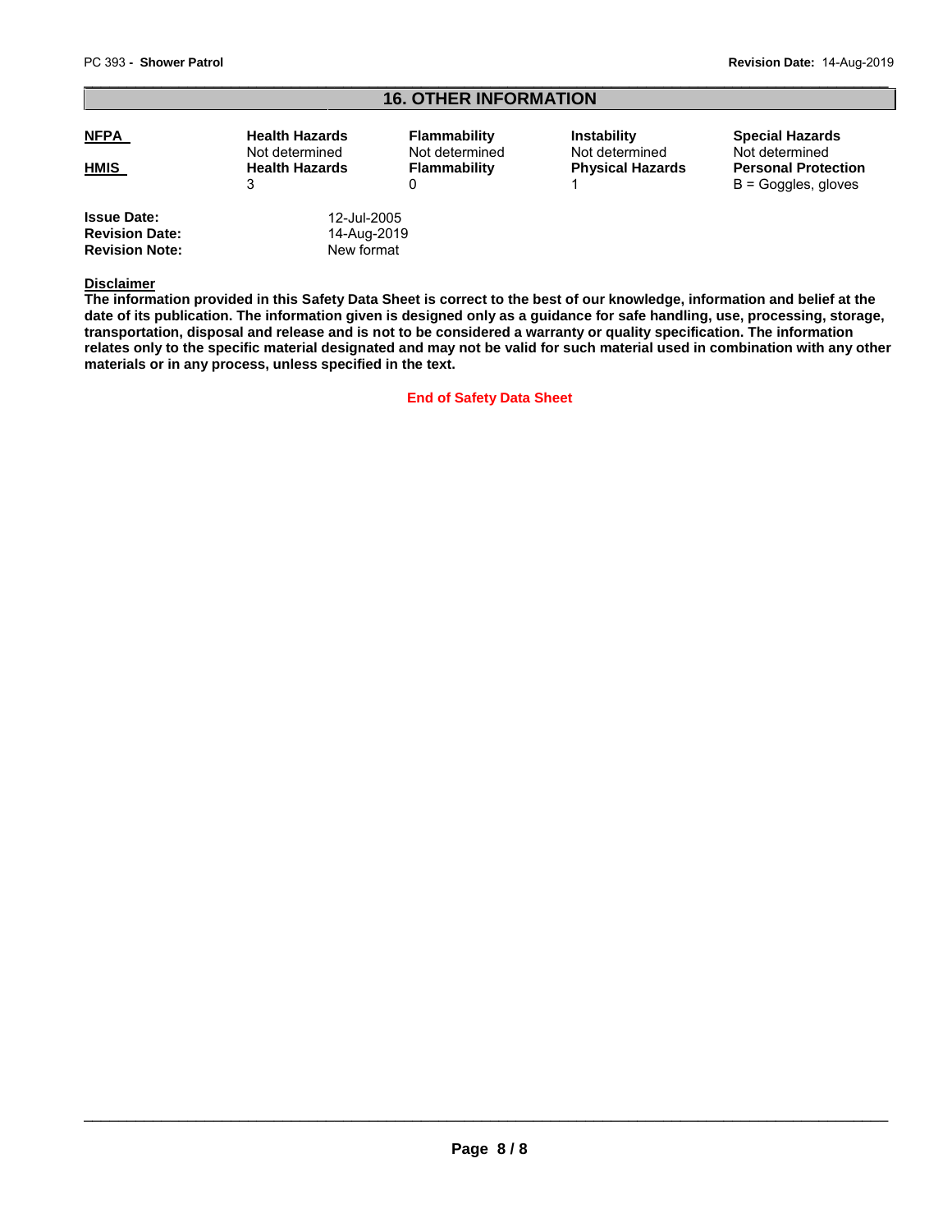## 16. OTHER INFORMATION

| | | | | |
|---|---|---|---|---|
| **NFPA** | **Health Hazards** Not determined | **Flammability** Not determined | **Instability** Not determined | **Special Hazards** Not determined |
| **HMIS** | **Health Hazards** 3 | **Flammability** 0 | **Physical Hazards** 1 | **Personal Protection** B = Goggles, gloves |

**Issue Date:** 12-Jul-2005
**Revision Date:** 14-Aug-2019
**Revision Note:** New format

**Disclaimer**

**The information provided in this Safety Data Sheet is correct to the best of our knowledge, information and belief at the date of its publication. The information given is designed only as a guidance for safe handling, use, processing, storage, transportation, disposal and release and is not to be considered a warranty or quality specification. The information relates only to the specific material designated and may not be valid for such material used in combination with any other materials or in any process, unless specified in the text.**

**End of Safety Data Sheet**